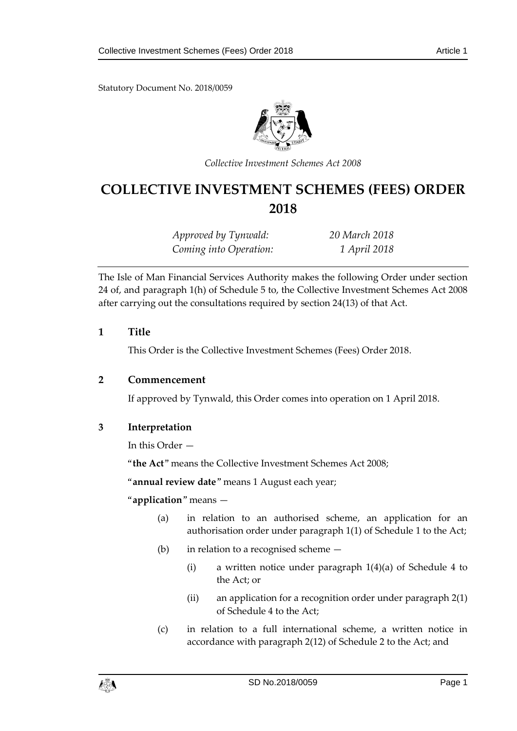Statutory Document No. 2018/0059

*Collective Investment Schemes Act 2008*

# COLLECTIVE INVESTMENT SCHEMES (FEES) ORDER 2018

*Approved by Tynwald:* *20 March 2018*
*Coming into Operation:* *1 April 2018*

The Isle of Man Financial Services Authority makes the following Order under section 24 of, and paragraph 1(h) of Schedule 5 to, the Collective Investment Schemes Act 2008 after carrying out the consultations required by section 24(13) of that Act.

## 1 Title

This Order is the Collective Investment Schemes (Fees) Order 2018.

## 2 Commencement

If approved by Tynwald, this Order comes into operation on 1 April 2018.

## 3 Interpretation

In this Order —

"**the Act**" means the Collective Investment Schemes Act 2008;

"**annual review date**" means 1 August each year;

"**application**" means —

(a) in relation to an authorised scheme, an application for an authorisation order under paragraph 1(1) of Schedule 1 to the Act;

(b) in relation to a recognised scheme —

(i) a written notice under paragraph 1(4)(a) of Schedule 4 to the Act; or

(ii) an application for a recognition order under paragraph 2(1) of Schedule 4 to the Act;

(c) in relation to a full international scheme, a written notice in accordance with paragraph 2(12) of Schedule 2 to the Act; and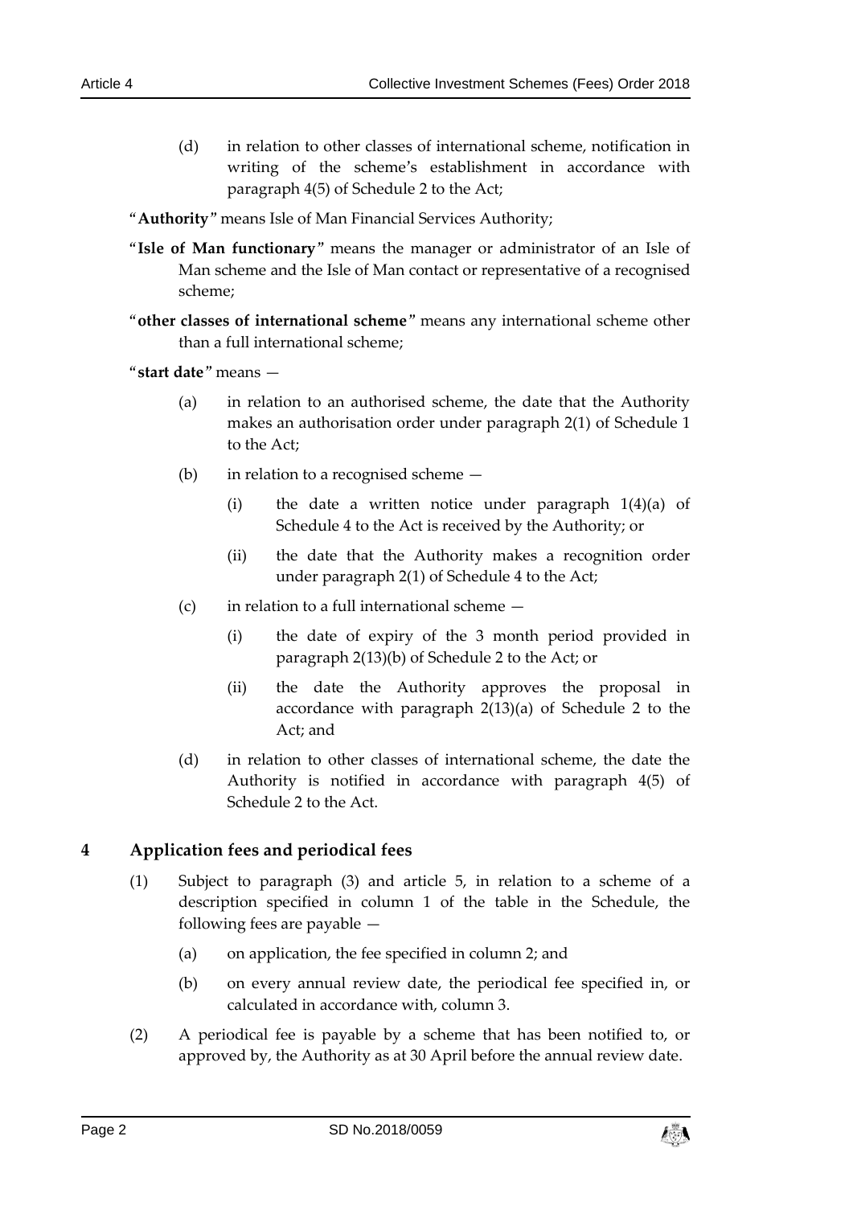(d) in relation to other classes of international scheme, notification in writing of the scheme's establishment in accordance with paragraph 4(5) of Schedule 2 to the Act;

"**Authority**" means Isle of Man Financial Services Authority;

"**Isle of Man functionary**" means the manager or administrator of an Isle of Man scheme and the Isle of Man contact or representative of a recognised scheme;

"**other classes of international scheme**" means any international scheme other than a full international scheme;

"**start date**" means —

(a) in relation to an authorised scheme, the date that the Authority makes an authorisation order under paragraph 2(1) of Schedule 1 to the Act;

(b) in relation to a recognised scheme —

(i) the date a written notice under paragraph 1(4)(a) of Schedule 4 to the Act is received by the Authority; or

(ii) the date that the Authority makes a recognition order under paragraph 2(1) of Schedule 4 to the Act;

(c) in relation to a full international scheme —

(i) the date of expiry of the 3 month period provided in paragraph 2(13)(b) of Schedule 2 to the Act; or

(ii) the date the Authority approves the proposal in accordance with paragraph 2(13)(a) of Schedule 2 to the Act; and

(d) in relation to other classes of international scheme, the date the Authority is notified in accordance with paragraph 4(5) of Schedule 2 to the Act.

## 4 Application fees and periodical fees

(1) Subject to paragraph (3) and article 5, in relation to a scheme of a description specified in column 1 of the table in the Schedule, the following fees are payable —

(a) on application, the fee specified in column 2; and

(b) on every annual review date, the periodical fee specified in, or calculated in accordance with, column 3.

(2) A periodical fee is payable by a scheme that has been notified to, or approved by, the Authority as at 30 April before the annual review date.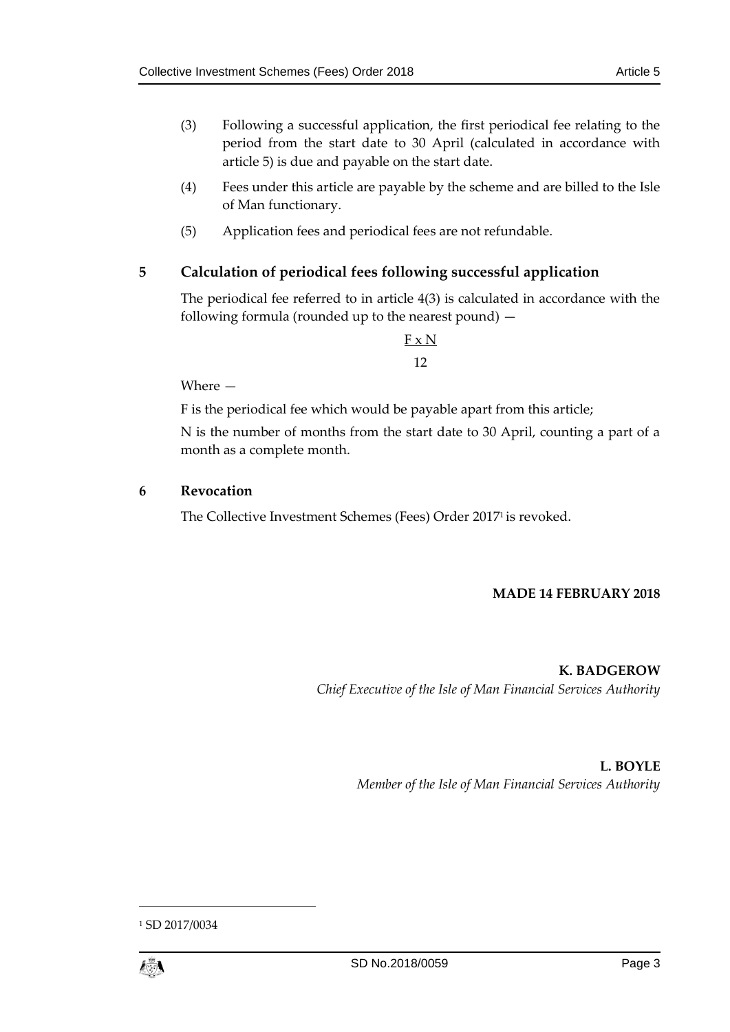(3) Following a successful application, the first periodical fee relating to the period from the start date to 30 April (calculated in accordance with article 5) is due and payable on the start date.

(4) Fees under this article are payable by the scheme and are billed to the Isle of Man functionary.

(5) Application fees and periodical fees are not refundable.

## 5 Calculation of periodical fees following successful application

The periodical fee referred to in article 4(3) is calculated in accordance with the following formula (rounded up to the nearest pound) —

$$\frac{F \times N}{12}$$

Where —

F is the periodical fee which would be payable apart from this article;

N is the number of months from the start date to 30 April, counting a part of a month as a complete month.

## 6 Revocation

The Collective Investment Schemes (Fees) Order 2017[1] is revoked.

**MADE 14 FEBRUARY 2018**

**K. BADGEROW**
*Chief Executive of the Isle of Man Financial Services Authority*

**L. BOYLE**
*Member of the Isle of Man Financial Services Authority*

---

[1] SD 2017/0034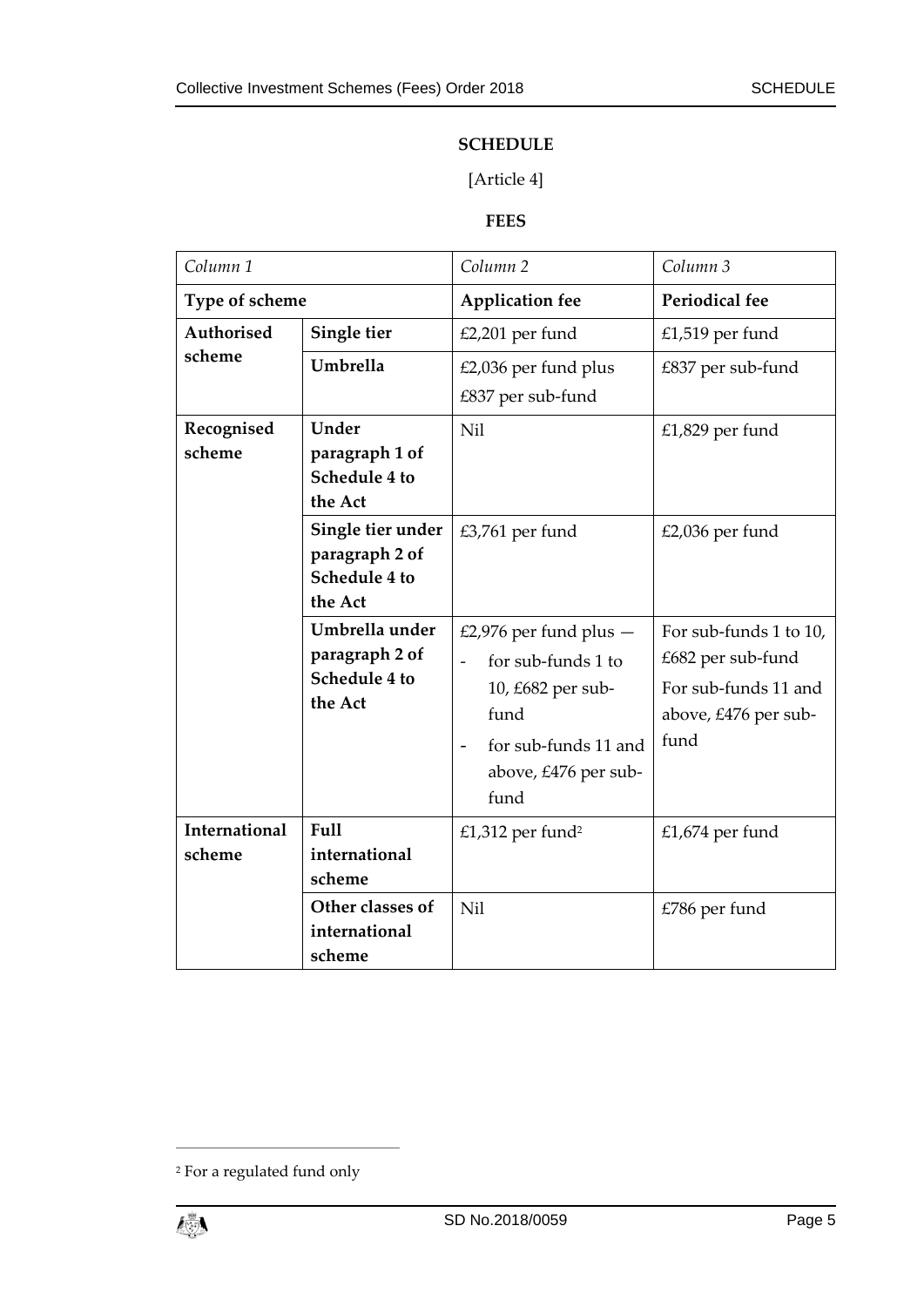**SCHEDULE**

[Article 4]

**FEES**

| *Column 1* | | *Column 2* | *Column 3* |
|---|---|---|---|
| **Type of scheme** | | **Application fee** | **Periodical fee** |
| **Authorised scheme** | **Single tier** | £2,201 per fund | £1,519 per fund |
| | **Umbrella** | £2,036 per fund plus £837 per sub-fund | £837 per sub-fund |
| **Recognised scheme** | **Under paragraph 1 of Schedule 4 to the Act** | Nil | £1,829 per fund |
| | **Single tier under paragraph 2 of Schedule 4 to the Act** | £3,761 per fund | £2,036 per fund |
| | **Umbrella under paragraph 2 of Schedule 4 to the Act** | £2,976 per fund plus — <br>- for sub-funds 1 to 10, £682 per sub-fund <br>- for sub-funds 11 and above, £476 per sub-fund | For sub-funds 1 to 10, £682 per sub-fund <br>For sub-funds 11 and above, £476 per sub-fund |
| **International scheme** | **Full international scheme** | £1,312 per fund[2] | £1,674 per fund |
| | **Other classes of international scheme** | Nil | £786 per fund |

[2] For a regulated fund only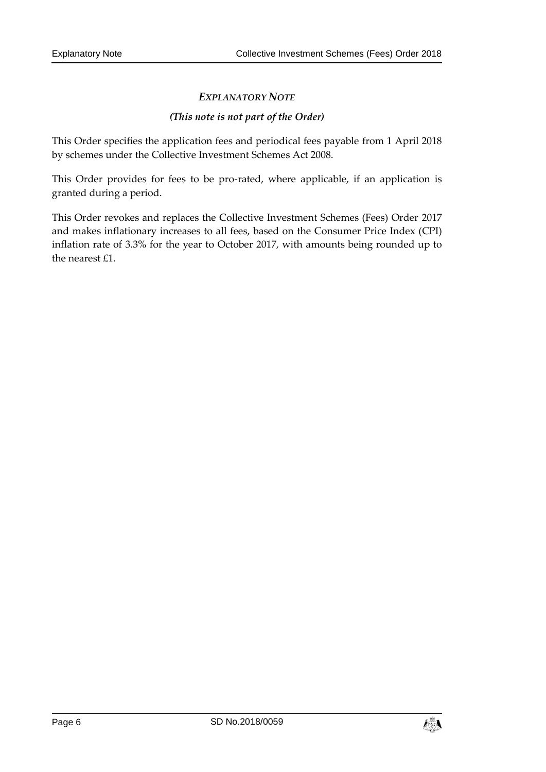## *EXPLANATORY NOTE*

***(This note is not part of the Order)***

This Order specifies the application fees and periodical fees payable from 1 April 2018 by schemes under the Collective Investment Schemes Act 2008.

This Order provides for fees to be pro-rated, where applicable, if an application is granted during a period.

This Order revokes and replaces the Collective Investment Schemes (Fees) Order 2017 and makes inflationary increases to all fees, based on the Consumer Price Index (CPI) inflation rate of 3.3% for the year to October 2017, with amounts being rounded up to the nearest £1.